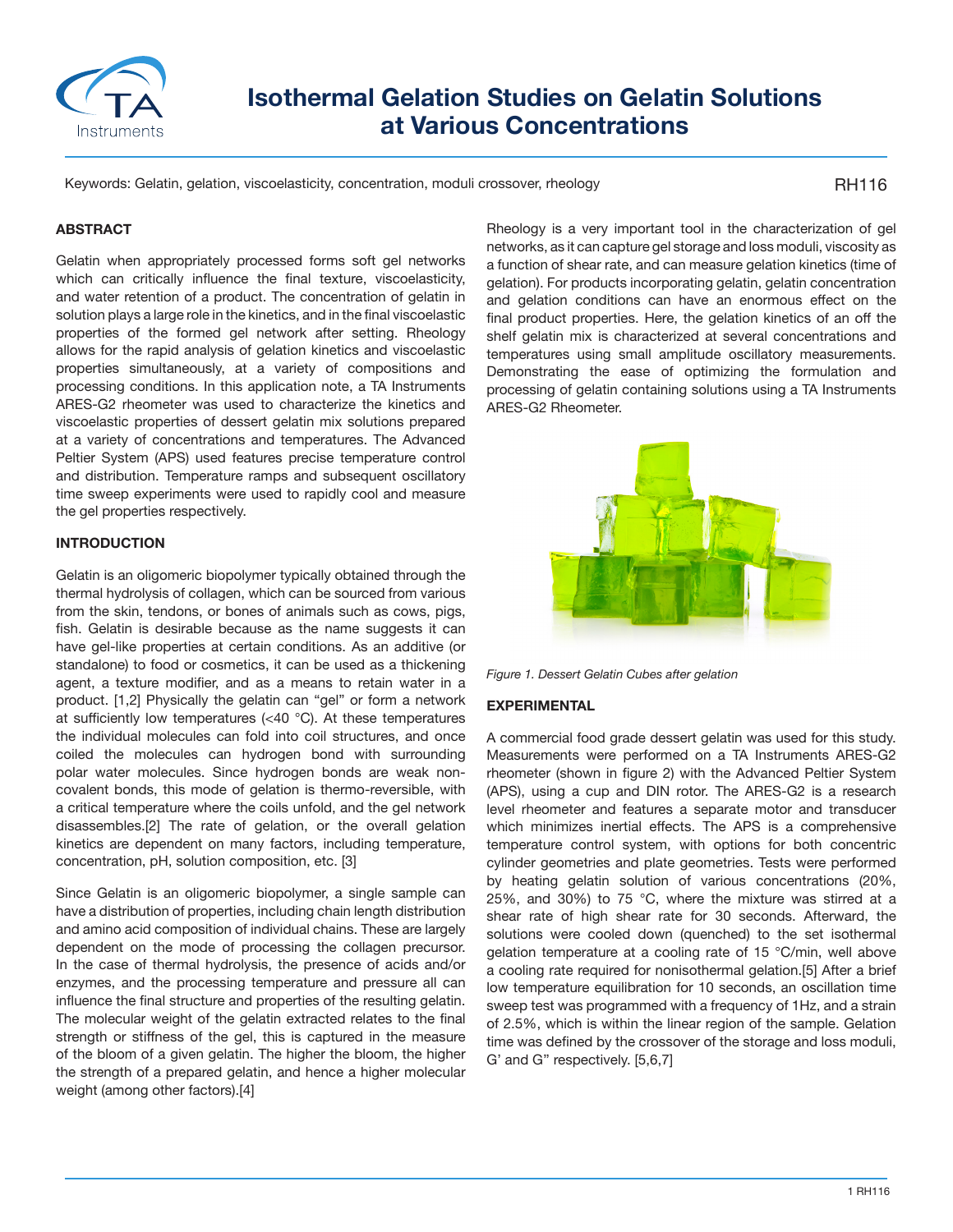# Isothermal Gelation Studies on Gelatin Solutions at Various Concentrations

Keywords: Gelatin, gelation, viscoelasticity, concentration, moduli crossover, rheology

RH116

## ABSTRACT

Gelatin when appropriately processed forms soft gel networks which can critically influence the final texture, viscoelasticity, and water retention of a product. The concentration of gelatin in solution plays a large role in the kinetics, and in the final viscoelastic properties of the formed gel network after setting. Rheology allows for the rapid analysis of gelation kinetics and viscoelastic properties simultaneously, at a variety of compositions and processing conditions. In this application note, a TA Instruments ARES-G2 rheometer was used to characterize the kinetics and viscoelastic properties of dessert gelatin mix solutions prepared at a variety of concentrations and temperatures. The Advanced Peltier System (APS) used features precise temperature control and distribution. Temperature ramps and subsequent oscillatory time sweep experiments were used to rapidly cool and measure the gel properties respectively.

## INTRODUCTION

Gelatin is an oligomeric biopolymer typically obtained through the thermal hydrolysis of collagen, which can be sourced from various from the skin, tendons, or bones of animals such as cows, pigs, fish. Gelatin is desirable because as the name suggests it can have gel-like properties at certain conditions. As an additive (or standalone) to food or cosmetics, it can be used as a thickening agent, a texture modifier, and as a means to retain water in a product. [1,2] Physically the gelatin can "gel" or form a network at sufficiently low temperatures (<40 °C). At these temperatures the individual molecules can fold into coil structures, and once coiled the molecules can hydrogen bond with surrounding polar water molecules. Since hydrogen bonds are weak non-covalent bonds, this mode of gelation is thermo-reversible, with a critical temperature where the coils unfold, and the gel network disassembles.[2] The rate of gelation, or the overall gelation kinetics are dependent on many factors, including temperature, concentration, pH, solution composition, etc. [3]

Since Gelatin is an oligomeric biopolymer, a single sample can have a distribution of properties, including chain length distribution and amino acid composition of individual chains. These are largely dependent on the mode of processing the collagen precursor. In the case of thermal hydrolysis, the presence of acids and/or enzymes, and the processing temperature and pressure all can influence the final structure and properties of the resulting gelatin. The molecular weight of the gelatin extracted relates to the final strength or stiffness of the gel, this is captured in the measure of the bloom of a given gelatin. The higher the bloom, the higher the strength of a prepared gelatin, and hence a higher molecular weight (among other factors).[4]

Rheology is a very important tool in the characterization of gel networks, as it can capture gel storage and loss moduli, viscosity as a function of shear rate, and can measure gelation kinetics (time of gelation). For products incorporating gelatin, gelatin concentration and gelation conditions can have an enormous effect on the final product properties. Here, the gelation kinetics of an off the shelf gelatin mix is characterized at several concentrations and temperatures using small amplitude oscillatory measurements. Demonstrating the ease of optimizing the formulation and processing of gelatin containing solutions using a TA Instruments ARES-G2 Rheometer.

*Figure 1. Dessert Gelatin Cubes after gelation*

## EXPERIMENTAL

A commercial food grade dessert gelatin was used for this study. Measurements were performed on a TA Instruments ARES-G2 rheometer (shown in figure 2) with the Advanced Peltier System (APS), using a cup and DIN rotor. The ARES-G2 is a research level rheometer and features a separate motor and transducer which minimizes inertial effects. The APS is a comprehensive temperature control system, with options for both concentric cylinder geometries and plate geometries. Tests were performed by heating gelatin solution of various concentrations (20%, 25%, and 30%) to 75 °C, where the mixture was stirred at a shear rate of high shear rate for 30 seconds. Afterward, the solutions were cooled down (quenched) to the set isothermal gelation temperature at a cooling rate of 15 °C/min, well above a cooling rate required for nonisothermal gelation.[5] After a brief low temperature equilibration for 10 seconds, an oscillation time sweep test was programmed with a frequency of 1Hz, and a strain of 2.5%, which is within the linear region of the sample. Gelation time was defined by the crossover of the storage and loss moduli, G' and G" respectively. [5,6,7]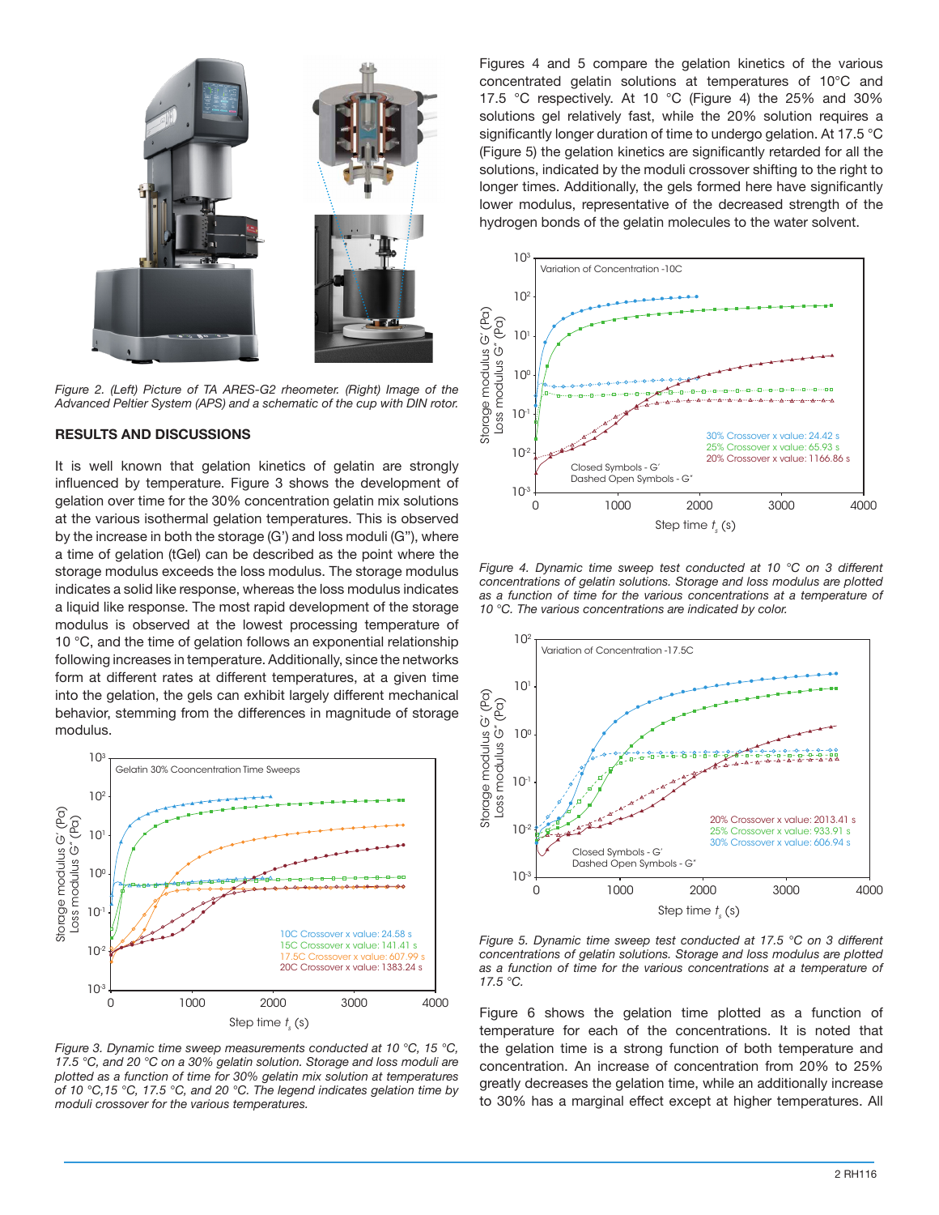Figure 2. (Left) Picture of TA ARES-G2 rheometer. (Right) Image of the Advanced Peltier System (APS) and a schematic of the cup with DIN rotor.

## RESULTS AND DISCUSSIONS

It is well known that gelation kinetics of gelatin are strongly influenced by temperature. Figure 3 shows the development of gelation over time for the 30% concentration gelatin mix solutions at the various isothermal gelation temperatures. This is observed by the increase in both the storage (G') and loss moduli (G''), where a time of gelation (tGel) can be described as the point where the storage modulus exceeds the loss modulus. The storage modulus indicates a solid like response, whereas the loss modulus indicates a liquid like response. The most rapid development of the storage modulus is observed at the lowest processing temperature of 10 °C, and the time of gelation follows an exponential relationship following increases in temperature. Additionally, since the networks form at different rates at different temperatures, at a given time into the gelation, the gels can exhibit largely different mechanical behavior, stemming from the differences in magnitude of storage modulus.

*Figure 3. Dynamic time sweep measurements conducted at 10 °C, 15 °C, 17.5 °C, and 20 °C on a 30% gelatin solution. Storage and loss moduli are plotted as a function of time for 30% gelatin mix solution at temperatures of 10 °C, 15 °C, 17.5 °C, and 20 °C. The legend indicates gelation time by moduli crossover for the various temperatures.*

Figures 4 and 5 compare the gelation kinetics of the various concentrated gelatin solutions at temperatures of 10°C and 17.5 °C respectively. At 10 °C (Figure 4) the 25% and 30% solutions gel relatively fast, while the 20% solution requires a significantly longer duration of time to undergo gelation. At 17.5 °C (Figure 5) the gelation kinetics are significantly retarded for all the solutions, indicated by the moduli crossover shifting to the right to longer times. Additionally, the gels formed here have significantly lower modulus, representative of the decreased strength of the hydrogen bonds of the gelatin molecules to the water solvent.

*Figure 4. Dynamic time sweep test conducted at 10 °C on 3 different concentrations of gelatin solutions. Storage and loss modulus are plotted as a function of time for the various concentrations at a temperature of 10 °C. The various concentrations are indicated by color.*

*Figure 5. Dynamic time sweep test conducted at 17.5 °C on 3 different concentrations of gelatin solutions. Storage and loss modulus are plotted as a function of time for the various concentrations at a temperature of 17.5 °C.*

Figure 6 shows the gelation time plotted as a function of temperature for each of the concentrations. It is noted that the gelation time is a strong function of both temperature and concentration. An increase of concentration from 20% to 25% greatly decreases the gelation time, while an additionally increase to 30% has a marginal effect except at higher temperatures. All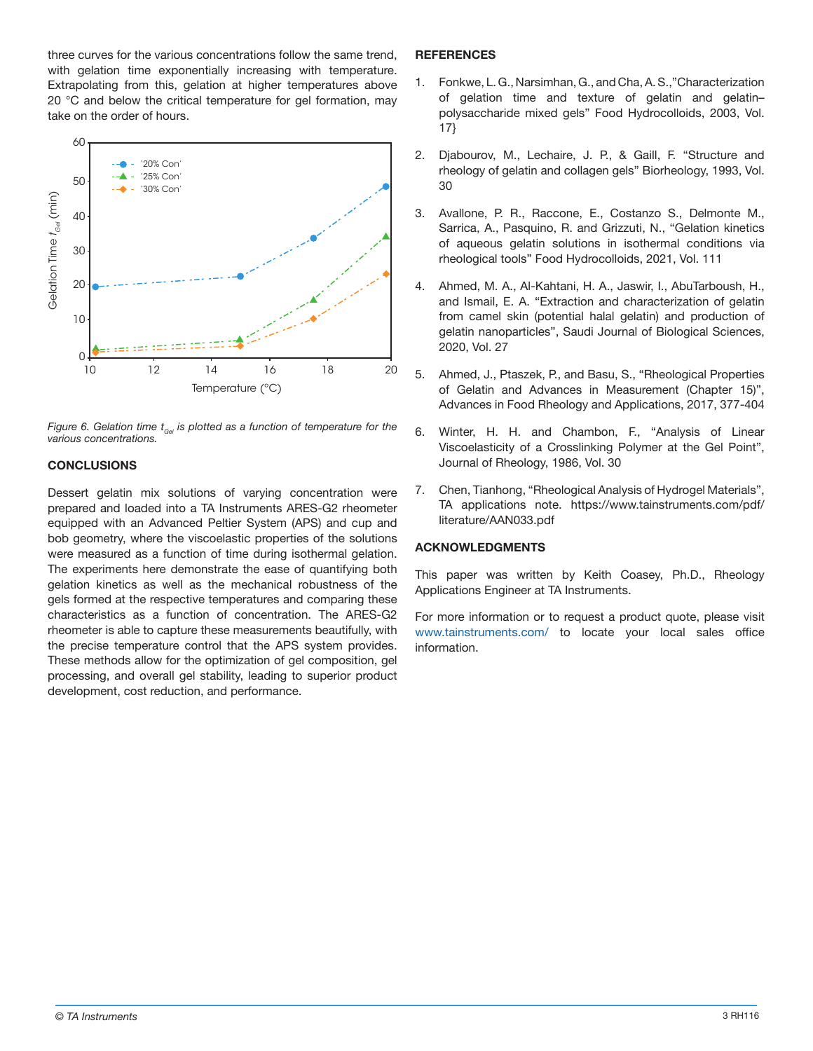three curves for the various concentrations follow the same trend, with gelation time exponentially increasing with temperature. Extrapolating from this, gelation at higher temperatures above 20 °C and below the critical temperature for gel formation, may take on the order of hours.

'20% Con'
'25% Con'
'30% Con'

Gelation Time $t_{Gel}$ (min)

60
50
40
30
20
10
0

10
12
14
16
18
20

Temperature (°C)

*Figure 6. Gelation time $t_{Gel}$ is plotted as a function of temperature for the various concentrations.*

## CONCLUSIONS

Dessert gelatin mix solutions of varying concentration were prepared and loaded into a TA Instruments ARES-G2 rheometer equipped with an Advanced Peltier System (APS) and cup and bob geometry, where the viscoelastic properties of the solutions were measured as a function of time during isothermal gelation. The experiments here demonstrate the ease of quantifying both gelation kinetics as well as the mechanical robustness of the gels formed at the respective temperatures and comparing these characteristics as a function of concentration. The ARES-G2 rheometer is able to capture these measurements beautifully, with the precise temperature control that the APS system provides. These methods allow for the optimization of gel composition, gel processing, and overall gel stability, leading to superior product development, cost reduction, and performance.

## REFERENCES

1. Fonkwe, L. G., Narsimhan, G., and Cha, A. S.,"Characterization of gelation time and texture of gelatin and gelatin–polysaccharide mixed gels" Food Hydrocolloids, 2003, Vol. 17}
2. Djabourov, M., Lechaire, J. P., & Gaill, F. "Structure and rheology of gelatin and collagen gels" Biorheology, 1993, Vol. 30
3. Avallone, P. R., Raccone, E., Costanzo S., Delmonte M., Sarrica, A., Pasquino, R. and Grizzuti, N., "Gelation kinetics of aqueous gelatin solutions in isothermal conditions via rheological tools" Food Hydrocolloids, 2021, Vol. 111
4. Ahmed, M. A., Al-Kahtani, H. A., Jaswir, I., AbuTarboush, H., and Ismail, E. A. "Extraction and characterization of gelatin from camel skin (potential halal gelatin) and production of gelatin nanoparticles", Saudi Journal of Biological Sciences, 2020, Vol. 27
5. Ahmed, J., Ptaszek, P., and Basu, S., "Rheological Properties of Gelatin and Advances in Measurement (Chapter 15)", Advances in Food Rheology and Applications, 2017, 377-404
6. Winter, H. H. and Chambon, F., "Analysis of Linear Viscoelasticity of a Crosslinking Polymer at the Gel Point", Journal of Rheology, 1986, Vol. 30
7. Chen, Tianhong, "Rheological Analysis of Hydrogel Materials", TA applications note. https://www.tainstruments.com/pdf/literature/AAN033.pdf

## ACKNOWLEDGMENTS

This paper was written by Keith Coasey, Ph.D., Rheology Applications Engineer at TA Instruments.

For more information or to request a product quote, please visit www.tainstruments.com/ to locate your local sales office information.